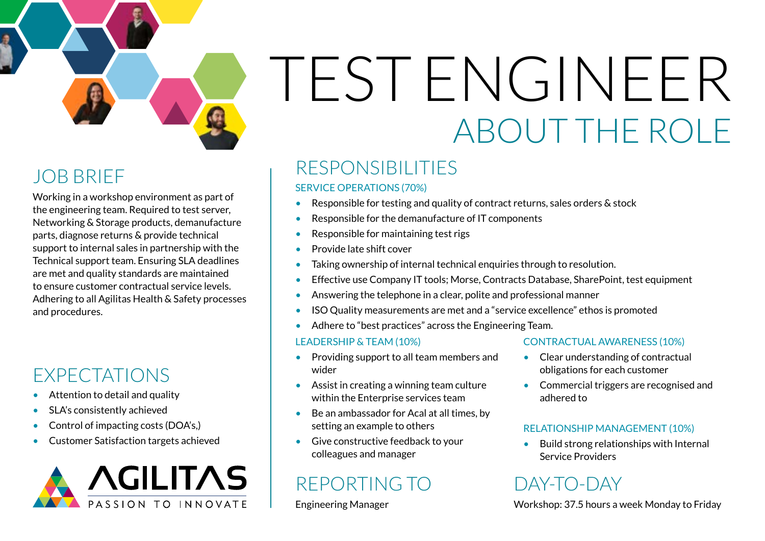# TEST ENGINEER

## ABOUT THE ROLE

## JOB BRIEF

Working in a workshop environment as part of the engineering team. Required to test server, Networking & Storage products, demanufacture parts, diagnose returns & provide technical support to internal sales in partnership with the Technical support team. Ensuring SLA deadlines are met and quality standards are maintained to ensure customer contractual service levels. Adhering to all Agilitas Health & Safety processes and procedures.

## EXPECTATIONS

- Attention to detail and quality
- SLA's consistently achieved
- Control of impacting costs (DOA's,)
- Customer Satisfaction targets achieved

AGILITAS
PASSION TO INNOVATE

## RESPONSIBILITIES

### SERVICE OPERATIONS (70%)

- Responsible for testing and quality of contract returns, sales orders & stock
- Responsible for the demanufacture of IT components
- Responsible for maintaining test rigs
- Provide late shift cover
- Taking ownership of internal technical enquiries through to resolution.
- Effective use Company IT tools; Morse, Contracts Database, SharePoint, test equipment
- Answering the telephone in a clear, polite and professional manner
- ISO Quality measurements are met and a "service excellence" ethos is promoted
- Adhere to "best practices" across the Engineering Team.

### LEADERSHIP & TEAM (10%)

- Providing support to all team members and wider
- Assist in creating a winning team culture within the Enterprise services team
- Be an ambassador for Acal at all times, by setting an example to others
- Give constructive feedback to your colleagues and manager

### CONTRACTUAL AWARENESS (10%)

- Clear understanding of contractual obligations for each customer
- Commercial triggers are recognised and adhered to

### RELATIONSHIP MANAGEMENT (10%)

- Build strong relationships with Internal Service Providers

## REPORTING TO

Engineering Manager

## DAY-TO-DAY

Workshop: 37.5 hours a week Monday to Friday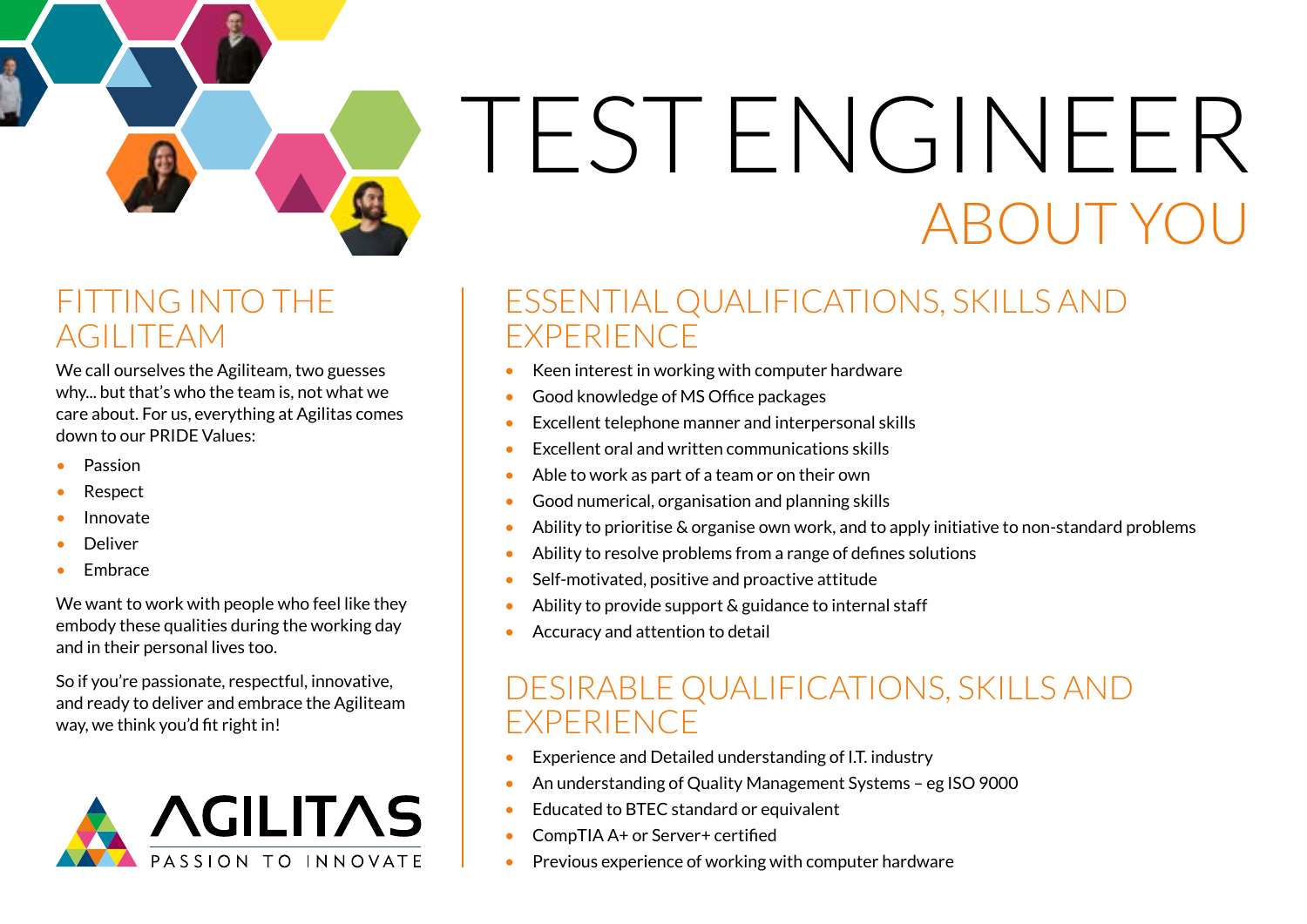# TEST ENGINEER

## ABOUT YOU

### FITTING INTO THE AGILITEAM

We call ourselves the Agiliteam, two guesses why... but that's who the team is, not what we care about. For us, everything at Agilitas comes down to our PRIDE Values:

- Passion
- Respect
- Innovate
- Deliver
- Embrace

We want to work with people who feel like they embody these qualities during the working day and in their personal lives too.

So if you're passionate, respectful, innovative, and ready to deliver and embrace the Agiliteam way, we think you'd fit right in!

AGILITAS
PASSION TO INNOVATE

### ESSENTIAL QUALIFICATIONS, SKILLS AND EXPERIENCE

- Keen interest in working with computer hardware
- Good knowledge of MS Office packages
- Excellent telephone manner and interpersonal skills
- Excellent oral and written communications skills
- Able to work as part of a team or on their own
- Good numerical, organisation and planning skills
- Ability to prioritise & organise own work, and to apply initiative to non-standard problems
- Ability to resolve problems from a range of defines solutions
- Self-motivated, positive and proactive attitude
- Ability to provide support & guidance to internal staff
- Accuracy and attention to detail

### DESIRABLE QUALIFICATIONS, SKILLS AND EXPERIENCE

- Experience and Detailed understanding of I.T. industry
- An understanding of Quality Management Systems – eg ISO 9000
- Educated to BTEC standard or equivalent
- CompTIA A+ or Server+ certified
- Previous experience of working with computer hardware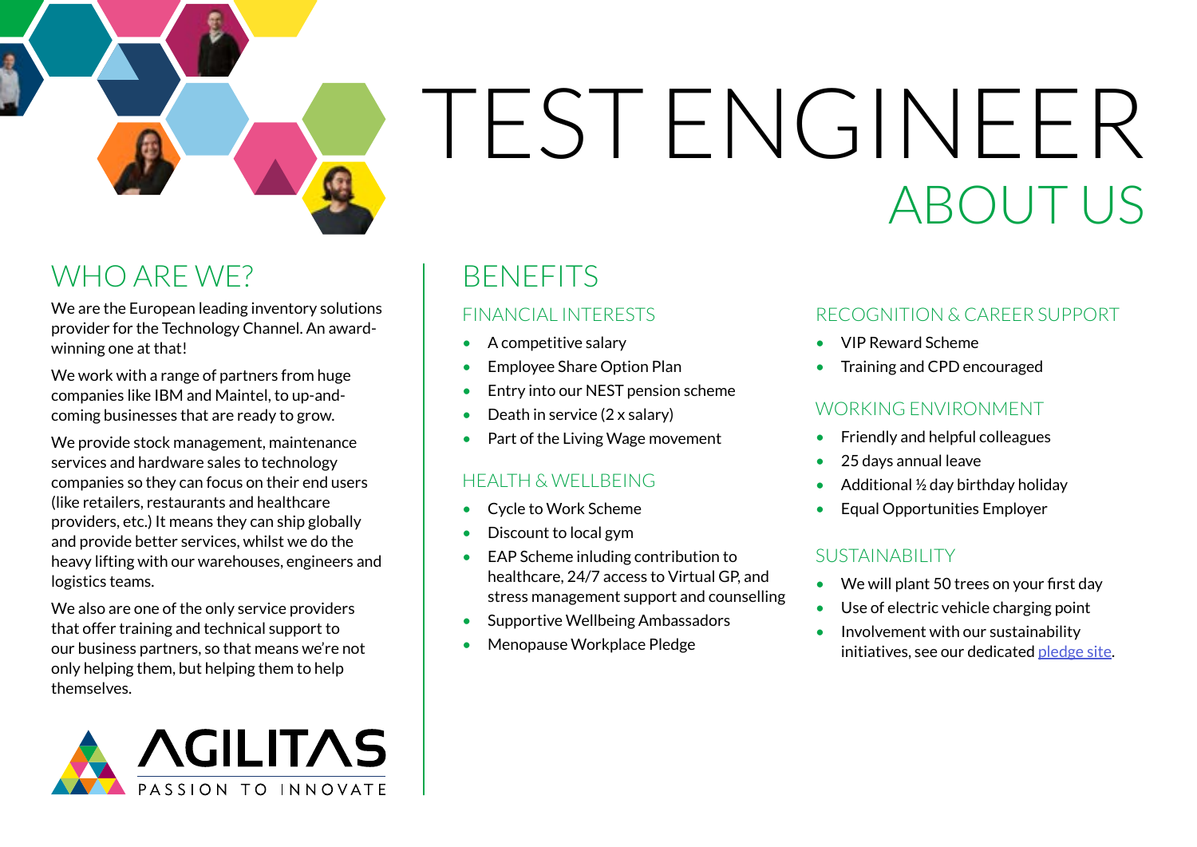# TEST ENGINEER

## ABOUT US

## WHO ARE WE?

We are the European leading inventory solutions provider for the Technology Channel. An award-winning one at that!

We work with a range of partners from huge companies like IBM and Maintel, to up-and-coming businesses that are ready to grow.

We provide stock management, maintenance services and hardware sales to technology companies so they can focus on their end users (like retailers, restaurants and healthcare providers, etc.) It means they can ship globally and provide better services, whilst we do the heavy lifting with our warehouses, engineers and logistics teams.

We also are one of the only service providers that offer training and technical support to our business partners, so that means we're not only helping them, but helping them to help themselves.

AGILITAS
PASSION TO INNOVATE

## BENEFITS

### FINANCIAL INTERESTS

- A competitive salary
- Employee Share Option Plan
- Entry into our NEST pension scheme
- Death in service (2 x salary)
- Part of the Living Wage movement

### HEALTH & WELLBEING

- Cycle to Work Scheme
- Discount to local gym
- EAP Scheme inluding contribution to healthcare, 24/7 access to Virtual GP, and stress management support and counselling
- Supportive Wellbeing Ambassadors
- Menopause Workplace Pledge

### RECOGNITION & CAREER SUPPORT

- VIP Reward Scheme
- Training and CPD encouraged

### WORKING ENVIRONMENT

- Friendly and helpful colleagues
- 25 days annual leave
- Additional ½ day birthday holiday
- Equal Opportunities Employer

### SUSTAINABILITY

- We will plant 50 trees on your first day
- Use of electric vehicle charging point
- Involvement with our sustainability initiatives, see our dedicated pledge site.